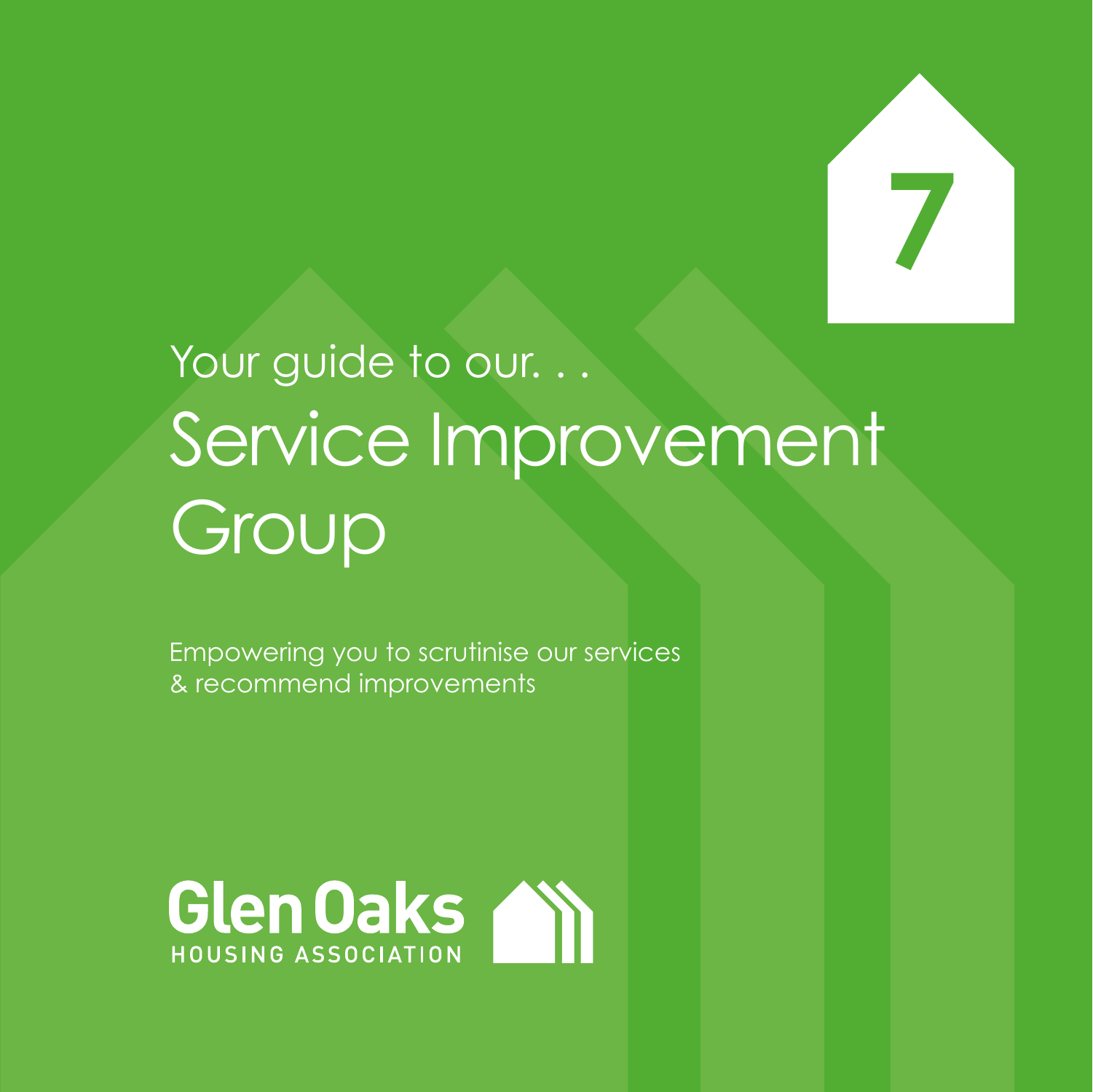7

Your guide to our. . .

# Service Improvement Group

Empowering you to scrutinise our services
& recommend improvements

Glen Oaks
HOUSING ASSOCIATION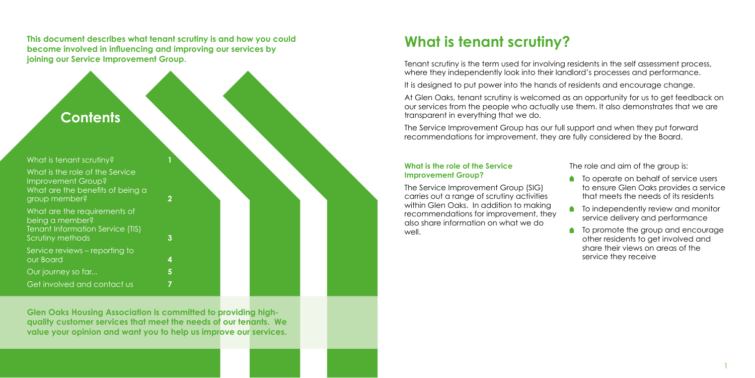**This document describes what tenant scrutiny is and how you could become involved in influencing and improving our services by joining our Service Improvement Group.**

## Contents

| | |
|---|---|
| What is tenant scrutiny? | 1 |
| What is the role of the Service Improvement Group? What are the benefits of being a group member? | 2 |
| What are the requirements of being a member? Tenant Information Service (TIS) Scrutiny methods | 3 |
| Service reviews – reporting to our Board | 4 |
| Our journey so far... | 5 |
| Get involved and contact us | 7 |

**Glen Oaks Housing Association is committed to providing high-quality customer services that meet the needs of our tenants. We value your opinion and want you to help us improve our services.**

# What is tenant scrutiny?

Tenant scrutiny is the term used for involving residents in the self assessment process, where they independently look into their landlord's processes and performance.

It is designed to put power into the hands of residents and encourage change.

At Glen Oaks, tenant scrutiny is welcomed as an opportunity for us to get feedback on our services from the people who actually use them. It also demonstrates that we are transparent in everything that we do.

The Service Improvement Group has our full support and when they put forward recommendations for improvement, they are fully considered by the Board.

### What is the role of the Service Improvement Group?

The Service Improvement Group (SIG) carries out a range of scrutiny activities within Glen Oaks. In addition to making recommendations for improvement, they also share information on what we do well.

The role and aim of the group is:

- To operate on behalf of service users to ensure Glen Oaks provides a service that meets the needs of its residents
- To independently review and monitor service delivery and performance
- To promote the group and encourage other residents to get involved and share their views on areas of the service they receive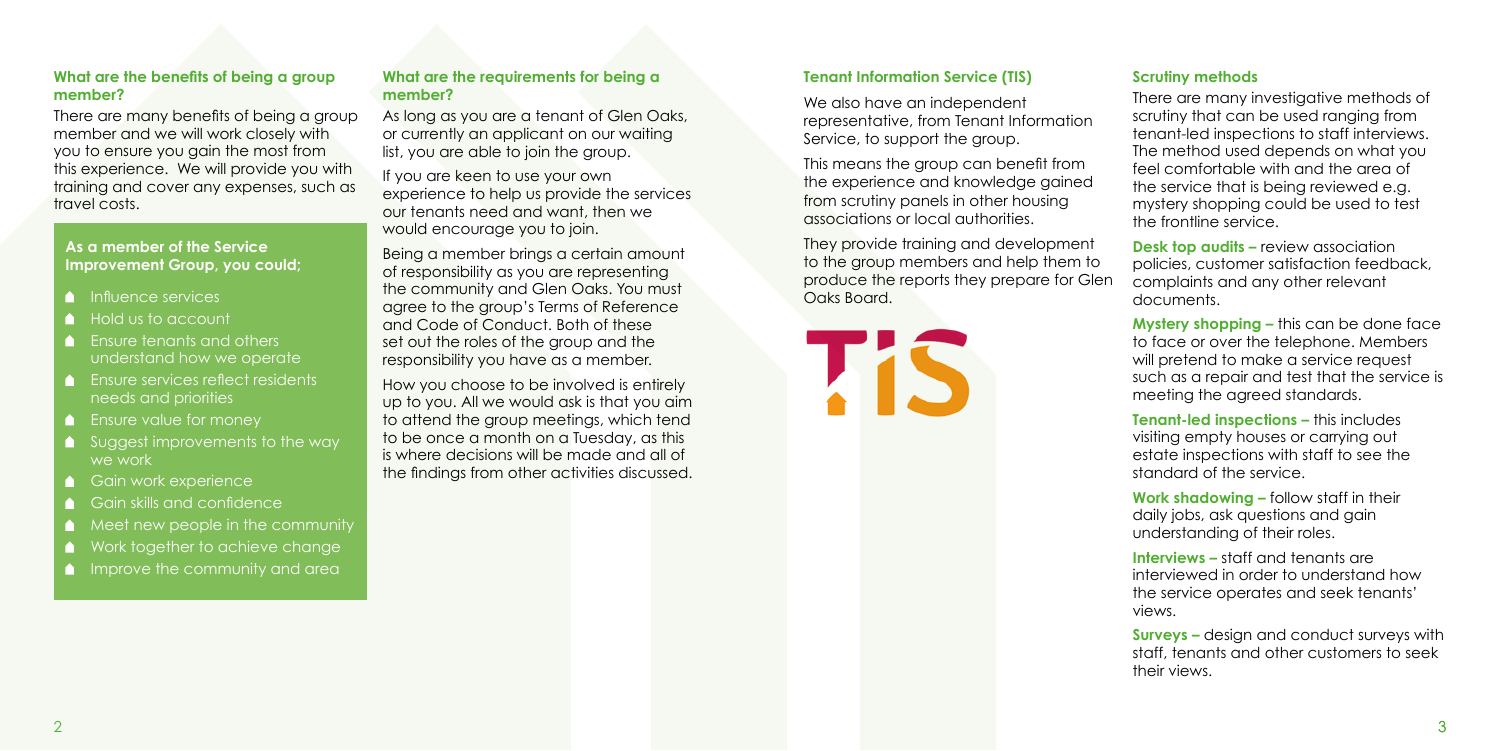### What are the benefits of being a group member?

There are many benefits of being a group member and we will work closely with you to ensure you gain the most from this experience. We will provide you with training and cover any expenses, such as travel costs.

**As a member of the Service Improvement Group, you could;**

- Influence services
- Hold us to account
- Ensure tenants and others understand how we operate
- Ensure services reflect residents needs and priorities
- Ensure value for money
- Suggest improvements to the way we work
- Gain work experience
- Gain skills and confidence
- Meet new people in the community
- Work together to achieve change
- Improve the community and area

### What are the requirements for being a member?

As long as you are a tenant of Glen Oaks, or currently an applicant on our waiting list, you are able to join the group.

If you are keen to use your own experience to help us provide the services our tenants need and want, then we would encourage you to join.

Being a member brings a certain amount of responsibility as you are representing the community and Glen Oaks. You must agree to the group's Terms of Reference and Code of Conduct. Both of these set out the roles of the group and the responsibility you have as a member.

How you choose to be involved is entirely up to you. All we would ask is that you aim to attend the group meetings, which tend to be once a month on a Tuesday, as this is where decisions will be made and all of the findings from other activities discussed.

### Tenant Information Service (TIS)

We also have an independent representative, from Tenant Information Service, to support the group.

This means the group can benefit from the experience and knowledge gained from scrutiny panels in other housing associations or local authorities.

They provide training and development to the group members and help them to produce the reports they prepare for Glen Oaks Board.

TIS

### Scrutiny methods

There are many investigative methods of scrutiny that can be used ranging from tenant-led inspections to staff interviews. The method used depends on what you feel comfortable with and the area of the service that is being reviewed e.g. mystery shopping could be used to test the frontline service.

**Desk top audits –** review association policies, customer satisfaction feedback, complaints and any other relevant documents.

**Mystery shopping –** this can be done face to face or over the telephone. Members will pretend to make a service request such as a repair and test that the service is meeting the agreed standards.

**Tenant-led inspections –** this includes visiting empty houses or carrying out estate inspections with staff to see the standard of the service.

**Work shadowing –** follow staff in their daily jobs, ask questions and gain understanding of their roles.

**Interviews –** staff and tenants are interviewed in order to understand how the service operates and seek tenants' views.

**Surveys –** design and conduct surveys with staff, tenants and other customers to seek their views.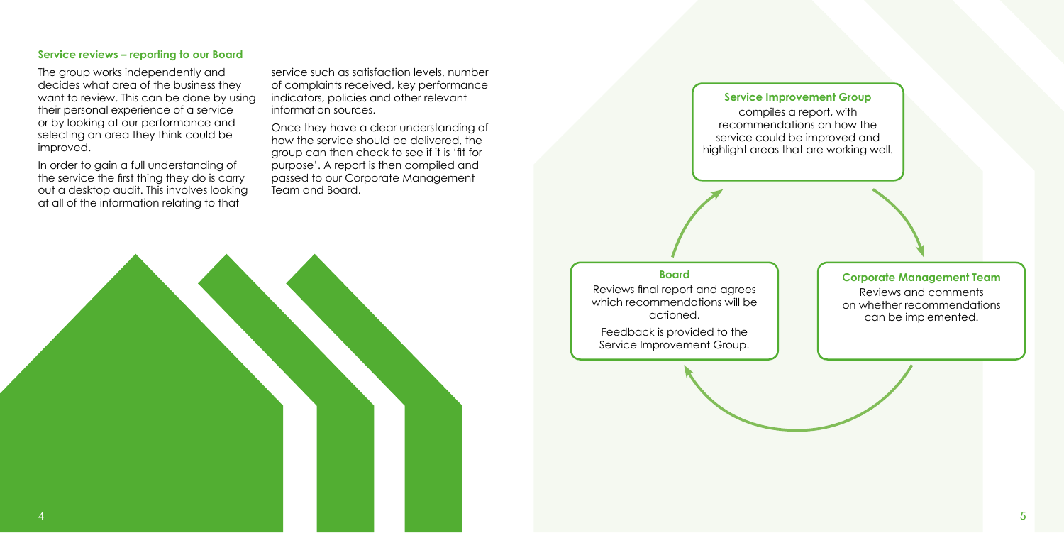### Service reviews – reporting to our Board

The group works independently and decides what area of the business they want to review. This can be done by using their personal experience of a service or by looking at our performance and selecting an area they think could be improved.

In order to gain a full understanding of the service the first thing they do is carry out a desktop audit. This involves looking at all of the information relating to that service such as satisfaction levels, number of complaints received, key performance indicators, policies and other relevant information sources.

Once they have a clear understanding of how the service should be delivered, the group can then check to see if it is 'fit for purpose'. A report is then compiled and passed to our Corporate Management Team and Board.

**Service Improvement Group**

compiles a report, with recommendations on how the service could be improved and highlight areas that are working well.

**Corporate Management Team**

Reviews and comments on whether recommendations can be implemented.

**Board**

Reviews final report and agrees which recommendations will be actioned.

Feedback is provided to the Service Improvement Group.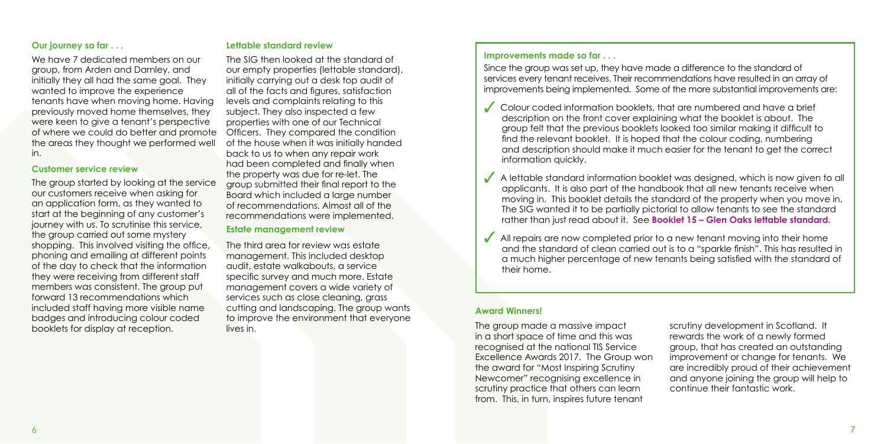## Our journey so far . . .

We have 7 dedicated members on our group, from Arden and Darnley, and initially they all had the same goal. They wanted to improve the experience tenants have when moving home. Having previously moved home themselves, they were keen to give a tenant's perspective of where we could do better and promote the areas they thought we performed well in.

### Customer service review

The group started by looking at the service our customers receive when asking for an application form, as they wanted to start at the beginning of any customer's journey with us. To scrutinise this service, the group carried out some mystery shopping. This involved visiting the office, phoning and emailing at different points of the day to check that the information they were receiving from different staff members was consistent. The group put forward 13 recommendations which included staff having more visible name badges and introducing colour coded booklets for display at reception.

### Lettable standard review

The SIG then looked at the standard of our empty properties (lettable standard), initially carrying out a desk top audit of all of the facts and figures, satisfaction levels and complaints relating to this subject. They also inspected a few properties with one of our Technical Officers. They compared the condition of the house when it was initially handed back to us to when any repair work had been completed and finally when the property was due for re-let. The group submitted their final report to the Board which included a large number of recommendations. Almost all of the recommendations were implemented.

### Estate management review

The third area for review was estate management. This included desktop audit, estate walkabouts, a service specific survey and much more. Estate management covers a wide variety of services such as close cleaning, grass cutting and landscaping. The group wants to improve the environment that everyone lives in.

## Improvements made so far . . .

Since the group was set up, they have made a difference to the standard of services every tenant receives. Their recommendations have resulted in an array of improvements being implemented. Some of the more substantial improvements are:

- ✓ Colour coded information booklets, that are numbered and have a brief description on the front cover explaining what the booklet is about. The group felt that the previous booklets looked too similar making it difficult to find the relevant booklet. It is hoped that the colour coding, numbering and description should make it much easier for the tenant to get the correct information quickly.
- ✓ A lettable standard information booklet was designed, which is now given to all applicants. It is also part of the handbook that all new tenants receive when moving in. This booklet details the standard of the property when you move in. The SIG wanted it to be partially pictorial to allow tenants to see the standard rather than just read about it. See **Booklet 15 – Glen Oaks lettable standard.**
- ✓ All repairs are now completed prior to a new tenant moving into their home and the standard of clean carried out is to a "sparkle finish". This has resulted in a much higher percentage of new tenants being satisfied with the standard of their home.

## Award Winners!

The group made a massive impact in a short space of time and this was recognised at the national TIS Service Excellence Awards 2017. The Group won the award for "Most Inspiring Scrutiny Newcomer" recognising excellence in scrutiny practice that others can learn from. This, in turn, inspires future tenant scrutiny development in Scotland. It rewards the work of a newly formed group, that has created an outstanding improvement or change for tenants. We are incredibly proud of their achievement and anyone joining the group will help to continue their fantastic work.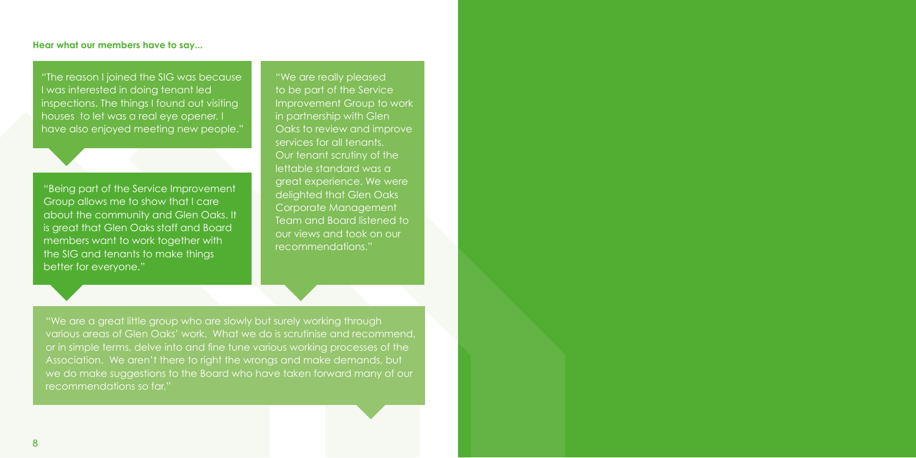**Hear what our members have to say...**

"The reason I joined the SIG was because I was interested in doing tenant led inspections. The things I found out visiting houses to let was a real eye opener. I have also enjoyed meeting new people."

"Being part of the Service Improvement Group allows me to show that I care about the community and Glen Oaks. It is great that Glen Oaks staff and Board members want to work together with the SIG and tenants to make things better for everyone."

"We are really pleased to be part of the Service Improvement Group to work in partnership with Glen Oaks to review and improve services for all tenants. Our tenant scrutiny of the lettable standard was a great experience. We were delighted that Glen Oaks Corporate Management Team and Board listened to our views and took on our recommendations."

"We are a great little group who are slowly but surely working through various areas of Glen Oaks' work. What we do is scrutinise and recommend, or in simple terms, delve into and fine tune various working processes of the Association. We aren't there to right the wrongs and make demands, but we do make suggestions to the Board who have taken forward many of our recommendations so far."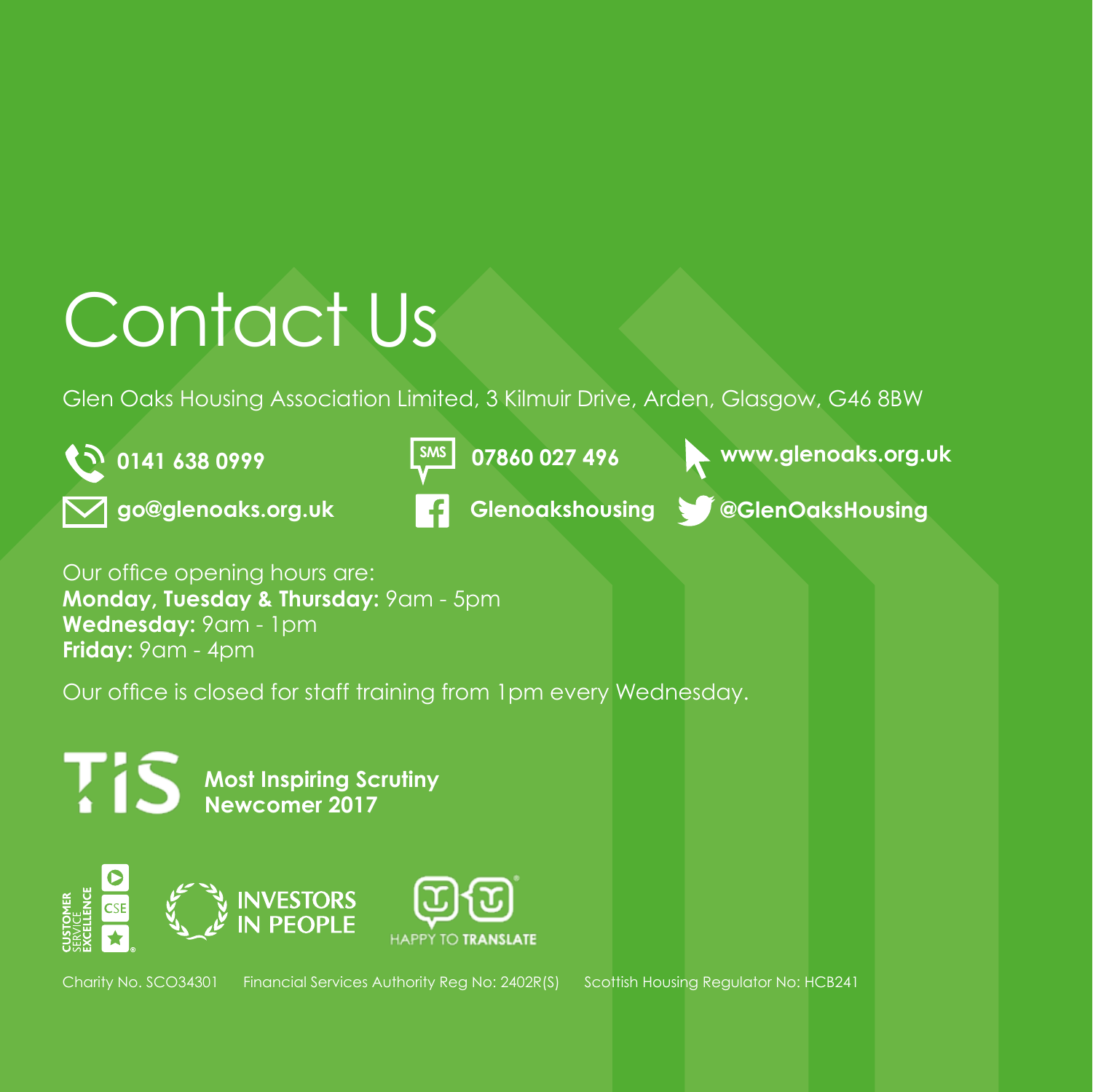# Contact Us

Glen Oaks Housing Association Limited, 3 Kilmuir Drive, Arden, Glasgow, G46 8BW

**0141 638 0999**

**07860 027 496**

**www.glenoaks.org.uk**

**go@glenoaks.org.uk**

**Glenoakshousing**

**@GlenOaksHousing**

Our office opening hours are:
**Monday, Tuesday & Thursday:** 9am - 5pm
**Wednesday:** 9am - 1pm
**Friday:** 9am - 4pm

Our office is closed for staff training from 1pm every Wednesday.

TIS **Most Inspiring Scrutiny Newcomer 2017**

CUSTOMER SERVICE EXCELLENCE CSE

INVESTORS IN PEOPLE

HAPPY TO TRANSLATE

Charity No. SCO34301 Financial Services Authority Reg No: 2402R(S) Scottish Housing Regulator No: HCB241